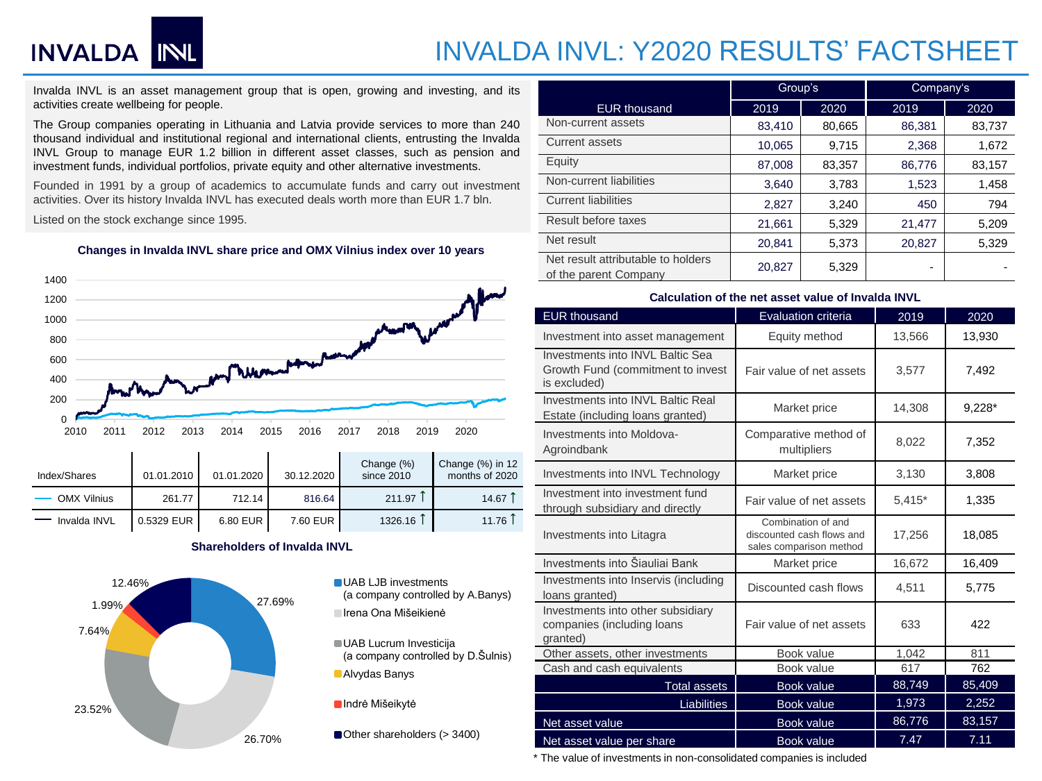# INVALDA INVL: Y2020 RESULTS' FACTSHEET

Invalda INVL is an asset management group that is open, growing and investing, and its activities create wellbeing for people.

The Group companies operating in Lithuania and Latvia provide services to more than 240 thousand individual and institutional regional and international clients, entrusting the Invalda INVL Group to manage EUR 1.2 billion in different asset classes, such as pension and investment funds, individual portfolios, private equity and other alternative investments.

Founded in 1991 by a group of academics to accumulate funds and carry out investment activities. Over its history Invalda INVL has executed deals worth more than EUR 1.7 bln.

Listed on the stock exchange since 1995.

### Changes in Invalda INVL share price and OMX Vilnius index over 10 years

| Index/Shares | 01.01.2010 | 01.01.2020 | 30.12.2020 | Change (%) since 2010 | Change (%) in 12 months of 2020 |
|---|---|---|---|---|---|
| OMX Vilnius | 261.77 | 712.14 | 816.64 | 211.97 ↑ | 14.67 ↑ |
| Invalda INVL | 0.5329 EUR | 6.80 EUR | 7.60 EUR | 1326.16 ↑ | 11.76 ↑ |

### Shareholders of Invalda INVL

- UAB LJB investments (a company controlled by A.Banys) – 27.69%
- Irena Ona Mišeikienė – 26.70%
- UAB Lucrum Investicija (a company controlled by D.Šulnis) – 23.52%
- Alvydas Banys – 7.64%
- Indrė Mišeikytė – 1.99%
- Other shareholders (> 3400) – 12.46%

| EUR thousand | Group's | | Company's | |
|---|---|---|---|---|
| | 2019 | 2020 | 2019 | 2020 |
| Non-current assets | 83,410 | 80,665 | 86,381 | 83,737 |
| Current assets | 10,065 | 9,715 | 2,368 | 1,672 |
| Equity | 87,008 | 83,357 | 86,776 | 83,157 |
| Non-current liabilities | 3,640 | 3,783 | 1,523 | 1,458 |
| Current liabilities | 2,827 | 3,240 | 450 | 794 |
| Result before taxes | 21,661 | 5,329 | 21,477 | 5,209 |
| Net result | 20,841 | 5,373 | 20,827 | 5,329 |
| Net result attributable to holders of the parent Company | 20,827 | 5,329 | - | - |

### Calculation of the net asset value of Invalda INVL

| EUR thousand | Evaluation criteria | 2019 | 2020 |
|---|---|---|---|
| Investment into asset management | Equity method | 13,566 | 13,930 |
| Investments into INVL Baltic Sea Growth Fund (commitment to invest is excluded) | Fair value of net assets | 3,577 | 7,492 |
| Investments into INVL Baltic Real Estate (including loans granted) | Market price | 14,308 | 9,228* |
| Investments into Moldova-Agroindbank | Comparative method of multipliers | 8,022 | 7,352 |
| Investments into INVL Technology | Market price | 3,130 | 3,808 |
| Investment into investment fund through subsidiary and directly | Fair value of net assets | 5,415* | 1,335 |
| Investments into Litagra | Combination of and discounted cash flows and sales comparison method | 17,256 | 18,085 |
| Investments into Šiauliai Bank | Market price | 16,672 | 16,409 |
| Investments into Inservis (including loans granted) | Discounted cash flows | 4,511 | 5,775 |
| Investments into other subsidiary companies (including loans granted) | Fair value of net assets | 633 | 422 |
| Other assets, other investments | Book value | 1,042 | 811 |
| Cash and cash equivalents | Book value | 617 | 762 |
| Total assets | Book value | 88,749 | 85,409 |
| Liabilities | Book value | 1,973 | 2,252 |
| Net asset value | Book value | 86,776 | 83,157 |
| Net asset value per share | Book value | 7.47 | 7.11 |

\* The value of investments in non-consolidated companies is included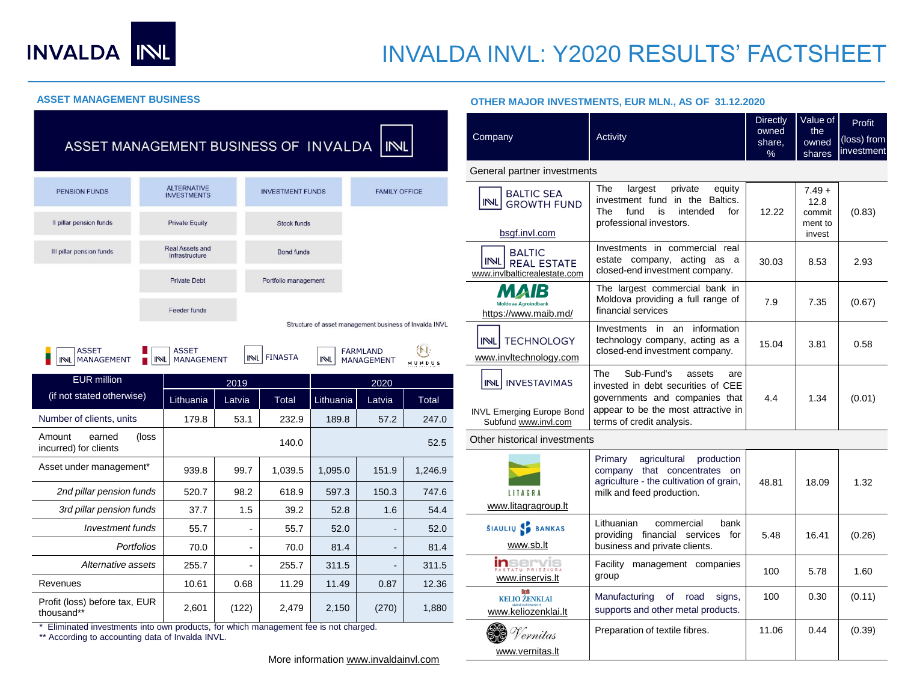# INVALDA INVL: Y2020 RESULTS' FACTSHEET

## ASSET MANAGEMENT BUSINESS

### ASSET MANAGEMENT BUSINESS OF INVALDA INVL

| PENSION FUNDS | ALTERNATIVE INVESTMENTS | INVESTMENT FUNDS | FAMILY OFFICE |
|---|---|---|---|
| II pillar pension funds | Private Equity | Stock funds | |
| III pillar pension funds | Real Assets and Infrastructure | Bond funds | |
| | Private Debt | Portfolio management | |
| | Feeder funds | | |

Structure of asset management business of Invalda INVL

INVL ASSET MANAGEMENT | INVL ASSET MANAGEMENT | INVL FINASTA | INVL FARMLAND MANAGEMENT | MUNDUS

| EUR million (if not stated otherwise) | 2019 | | | 2020 | | |
|---|---|---|---|---|---|---|
| | Lithuania | Latvia | Total | Lithuania | Latvia | Total |
| Number of clients, units | 179.8 | 53.1 | 232.9 | 189.8 | 57.2 | 247.0 |
| Amount earned (loss incurred) for clients | | | 140.0 | | | 52.5 |
| Asset under management* | 939.8 | 99.7 | 1,039.5 | 1,095.0 | 151.9 | 1,246.9 |
| *2nd pillar pension funds* | 520.7 | 98.2 | 618.9 | 597.3 | 150.3 | 747.6 |
| *3rd pillar pension funds* | 37.7 | 1.5 | 39.2 | 52.8 | 1.6 | 54.4 |
| *Investment funds* | 55.7 | - | 55.7 | 52.0 | - | 52.0 |
| *Portfolios* | 70.0 | - | 70.0 | 81.4 | - | 81.4 |
| *Alternative assets* | 255.7 | - | 255.7 | 311.5 | - | 311.5 |
| Revenues | 10.61 | 0.68 | 11.29 | 11.49 | 0.87 | 12.36 |
| Profit (loss) before tax, EUR thousand** | 2,601 | (122) | 2,479 | 2,150 | (270) | 1,880 |

\* Eliminated investments into own products, for which management fee is not charged.
\*\* According to accounting data of Invalda INVL.

More information www.invaldainvl.com

## OTHER MAJOR INVESTMENTS, EUR MLN., AS OF 31.12.2020

| Company | Activity | Directly owned share, % | Value of the owned shares | Profit (loss) from investment |
|---|---|---|---|---|
| **General partner investments** | | | | |
| INVL BALTIC SEA GROWTH FUND bsgf.invl.com | The largest private equity investment fund in the Baltics. The fund is intended for professional investors. | 12.22 | 7.49 + 12.8 commitment to invest | (0.83) |
| INVL BALTIC REAL ESTATE www.invlbalticrealestate.com | Investments in commercial real estate company, acting as a closed-end investment company. | 30.03 | 8.53 | 2.93 |
| MAIB Moldova Agroindbank https://www.maib.md/ | The largest commercial bank in Moldova providing a full range of financial services | 7.9 | 7.35 | (0.67) |
| INVL TECHNOLOGY www.invltechnology.com | Investments in an information technology company, acting as a closed-end investment company. | 15.04 | 3.81 | 0.58 |
| INVL INVESTAVIMAS INVL Emerging Europe Bond Subfund www.invl.com | The Sub-Fund's assets are invested in debt securities of CEE governments and companies that appear to be the most attractive in terms of credit analysis. | 4.4 | 1.34 | (0.01) |
| **Other historical investments** | | | | |
| LITAGRA www.litagragroup.lt | Primary agricultural production company that concentrates on agriculture - the cultivation of grain, milk and feed production. | 48.81 | 18.09 | 1.32 |
| ŠIAULIŲ BANKAS www.sb.lt | Lithuanian commercial bank providing financial services for business and private clients. | 5.48 | 16.41 | (0.26) |
| inservis PASTATŲ PRIEŽIŪRA www.inservis.lt | Facility management companies group | 100 | 5.78 | 1.60 |
| KELIO ŽENKLAI www.keliozenklai.lt | Manufacturing of road signs, supports and other metal products. | 100 | 0.30 | (0.11) |
| Vernitas www.vernitas.lt | Preparation of textile fibres. | 11.06 | 0.44 | (0.39) |